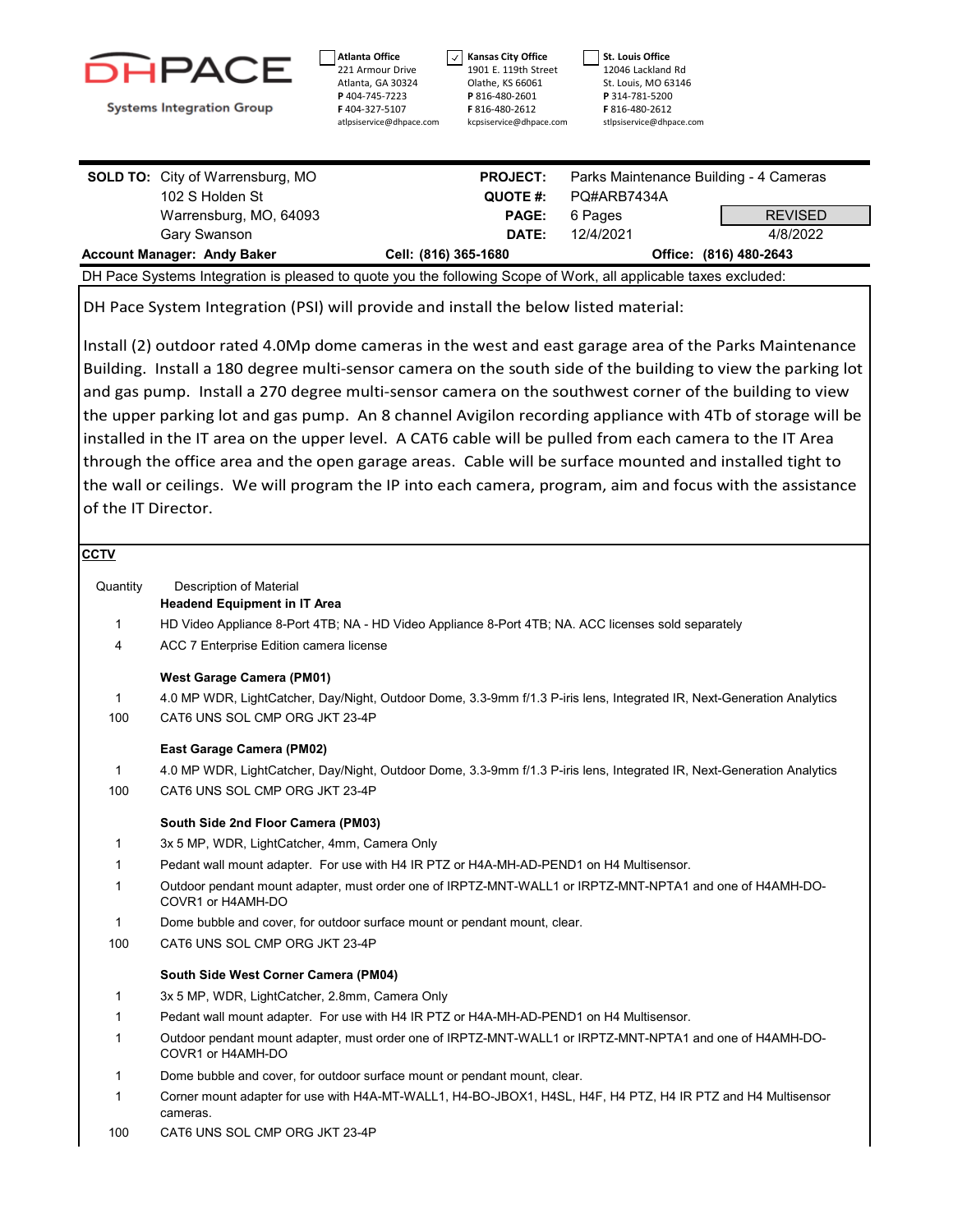# DHPACE

Systems Integration Group

- [ ] **Atlanta Office**
221 Armour Drive
Atlanta, GA 30324
**P** 404-745-7223
**F** 404-327-5107
atlpsiservice@dhpace.com

- [x] **Kansas City Office**
1901 E. 119th Street
Olathe, KS 66061
**P** 816-480-2601
**F** 816-480-2612
kcpsiservice@dhpace.com

- [ ] **St. Louis Office**
12046 Lackland Rd
St. Louis, MO 63146
**P** 314-781-5200
**F** 816-480-2612
stlpsiservice@dhpace.com

| | | | | |
|---|---|---|---|---|
| **SOLD TO:** | City of Warrensburg, MO | **PROJECT:** | Parks Maintenance Building - 4 Cameras | |
| | 102 S Holden St | **QUOTE #:** | PQ#ARB7434A | |
| | Warrensburg, MO, 64093 | **PAGE:** | 6 Pages | REVISED |
| | Gary Swanson | **DATE:** | 12/4/2021 | 4/8/2022 |

**Account Manager: Andy Baker** **Cell: (816) 365-1680** **Office: (816) 480-2643**

DH Pace Systems Integration is pleased to quote you the following Scope of Work, all applicable taxes excluded:

DH Pace System Integration (PSI) will provide and install the below listed material:

Install (2) outdoor rated 4.0Mp dome cameras in the west and east garage area of the Parks Maintenance Building. Install a 180 degree multi-sensor camera on the south side of the building to view the parking lot and gas pump. Install a 270 degree multi-sensor camera on the southwest corner of the building to view the upper parking lot and gas pump. An 8 channel Avigilon recording appliance with 4Tb of storage will be installed in the IT area on the upper level. A CAT6 cable will be pulled from each camera to the IT Area through the office area and the open garage areas. Cable will be surface mounted and installed tight to the wall or ceilings. We will program the IP into each camera, program, aim and focus with the assistance of the IT Director.

**CCTV**

| Quantity | Description of Material |
|---|---|
| | **Headend Equipment in IT Area** |
| 1 | HD Video Appliance 8-Port 4TB; NA - HD Video Appliance 8-Port 4TB; NA. ACC licenses sold separately |
| 4 | ACC 7 Enterprise Edition camera license |
| | **West Garage Camera (PM01)** |
| 1 | 4.0 MP WDR, LightCatcher, Day/Night, Outdoor Dome, 3.3-9mm f/1.3 P-iris lens, Integrated IR, Next-Generation Analytics |
| 100 | CAT6 UNS SOL CMP ORG JKT 23-4P |
| | **East Garage Camera (PM02)** |
| 1 | 4.0 MP WDR, LightCatcher, Day/Night, Outdoor Dome, 3.3-9mm f/1.3 P-iris lens, Integrated IR, Next-Generation Analytics |
| 100 | CAT6 UNS SOL CMP ORG JKT 23-4P |
| | **South Side 2nd Floor Camera (PM03)** |
| 1 | 3x 5 MP, WDR, LightCatcher, 4mm, Camera Only |
| 1 | Pedant wall mount adapter. For use with H4 IR PTZ or H4A-MH-AD-PEND1 on H4 Multisensor. |
| 1 | Outdoor pendant mount adapter, must order one of IRPTZ-MNT-WALL1 or IRPTZ-MNT-NPTA1 and one of H4AMH-DO-COVR1 or H4AMH-DO |
| 1 | Dome bubble and cover, for outdoor surface mount or pendant mount, clear. |
| 100 | CAT6 UNS SOL CMP ORG JKT 23-4P |
| | **South Side West Corner Camera (PM04)** |
| 1 | 3x 5 MP, WDR, LightCatcher, 2.8mm, Camera Only |
| 1 | Pedant wall mount adapter. For use with H4 IR PTZ or H4A-MH-AD-PEND1 on H4 Multisensor. |
| 1 | Outdoor pendant mount adapter, must order one of IRPTZ-MNT-WALL1 or IRPTZ-MNT-NPTA1 and one of H4AMH-DO-COVR1 or H4AMH-DO |
| 1 | Dome bubble and cover, for outdoor surface mount or pendant mount, clear. |
| 1 | Corner mount adapter for use with H4A-MT-WALL1, H4-BO-JBOX1, H4SL, H4F, H4 PTZ, H4 IR PTZ and H4 Multisensor cameras. |
| 100 | CAT6 UNS SOL CMP ORG JKT 23-4P |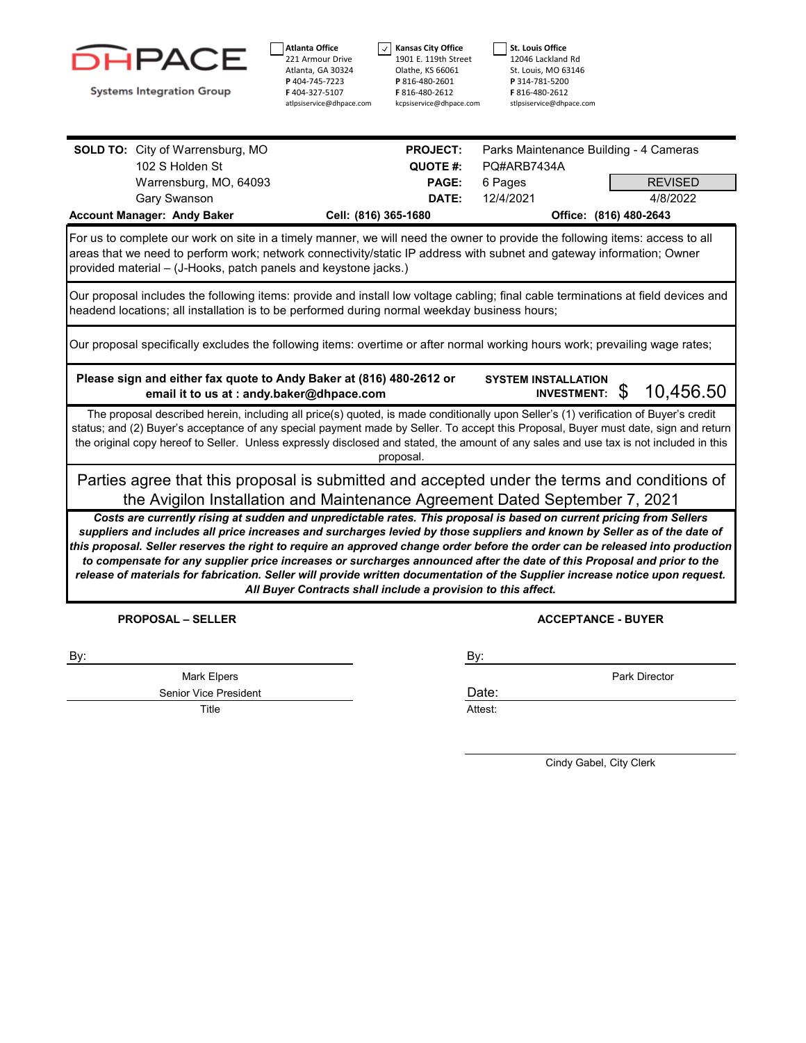**DHPACE**
Systems Integration Group

| | | |
|---|---|---|
| ☐ **Atlanta Office** | ☑ **Kansas City Office** | ☐ **St. Louis Office** |
| 221 Armour Drive | 1901 E. 119th Street | 12046 Lackland Rd |
| Atlanta, GA 30324 | Olathe, KS 66061 | St. Louis, MO 63146 |
| **P** 404-745-7223 | **P** 816-480-2601 | **P** 314-781-5200 |
| **F** 404-327-5107 | **F** 816-480-2612 | **F** 816-480-2612 |
| atlpsiservice@dhpace.com | kcpsiservice@dhpace.com | stlpsiservice@dhpace.com |

| | | | | |
|---|---|---|---|---|
| **SOLD TO:** | City of Warrensburg, MO | **PROJECT:** | Parks Maintenance Building - 4 Cameras | |
| | 102 S Holden St | **QUOTE #:** | PQ#ARB7434A | |
| | Warrensburg, MO, 64093 | **PAGE:** | 6 Pages | REVISED |
| | Gary Swanson | **DATE:** | 12/4/2021 | 4/8/2022 |

**Account Manager: Andy Baker** **Cell: (816) 365-1680** **Office: (816) 480-2643**

For us to complete our work on site in a timely manner, we will need the owner to provide the following items: access to all areas that we need to perform work; network connectivity/static IP address with subnet and gateway information; Owner provided material – (J-Hooks, patch panels and keystone jacks.)

Our proposal includes the following items: provide and install low voltage cabling; final cable terminations at field devices and headend locations; all installation is to be performed during normal weekday business hours;

Our proposal specifically excludes the following items: overtime or after normal working hours work; prevailing wage rates;

**Please sign and either fax quote to Andy Baker at (816) 480-2612 or email it to us at : andy.baker@dhpace.com**

**SYSTEM INSTALLATION INVESTMENT:** $ 10,456.50

The proposal described herein, including all price(s) quoted, is made conditionally upon Seller's (1) verification of Buyer's credit status; and (2) Buyer's acceptance of any special payment made by Seller. To accept this Proposal, Buyer must date, sign and return the original copy hereof to Seller. Unless expressly disclosed and stated, the amount of any sales and use tax is not included in this proposal.

Parties agree that this proposal is submitted and accepted under the terms and conditions of the Avigilon Installation and Maintenance Agreement Dated September 7, 2021

***Costs are currently rising at sudden and unpredictable rates. This proposal is based on current pricing from Sellers suppliers and includes all price increases and surcharges levied by those suppliers and known by Seller as of the date of this proposal. Seller reserves the right to require an approved change order before the order can be released into production to compensate for any supplier price increases or surcharges announced after the date of this Proposal and prior to the release of materials for fabrication. Seller will provide written documentation of the Supplier increase notice upon request. All Buyer Contracts shall include a provision to this affect.***

**PROPOSAL – SELLER**

By: ______________________

Mark Elpers
Senior Vice President
Title

**ACCEPTANCE - BUYER**

By: ______________________

Park Director

Date: ______________________

Attest:

______________________
Cindy Gabel, City Clerk